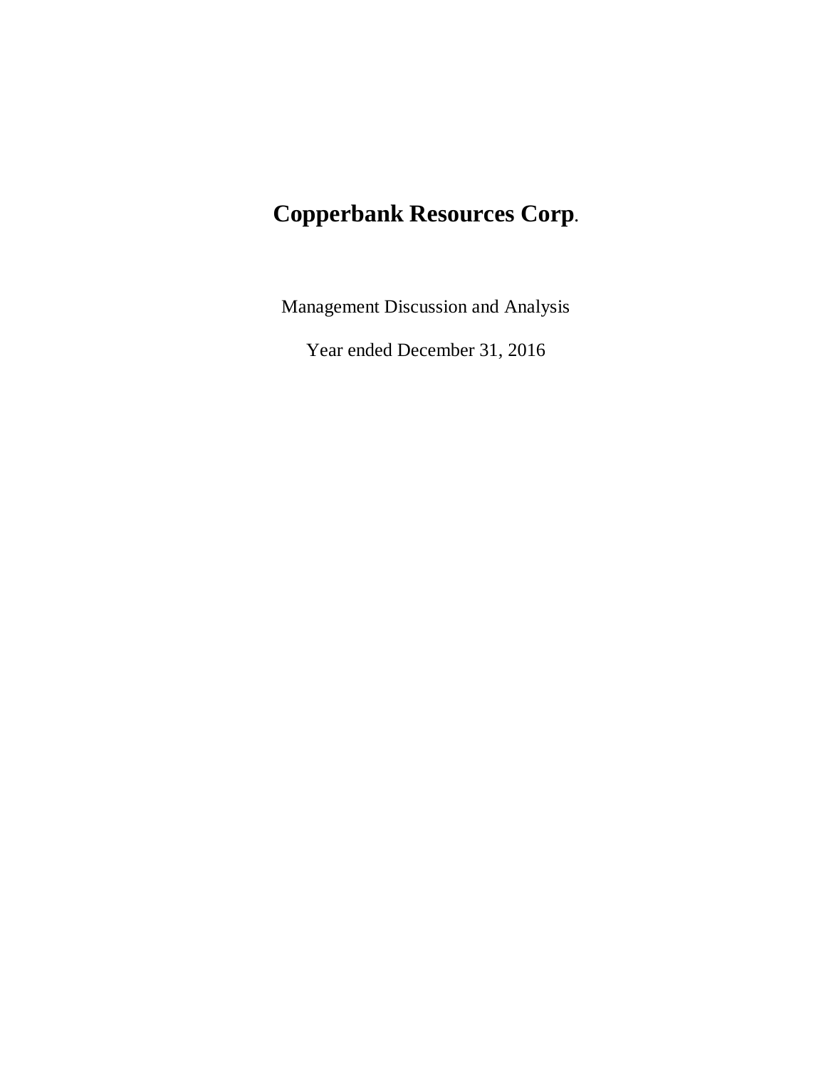# **Copperbank Resources Corp.**

Management Discussion and Analysis

Year ended December 31, 2016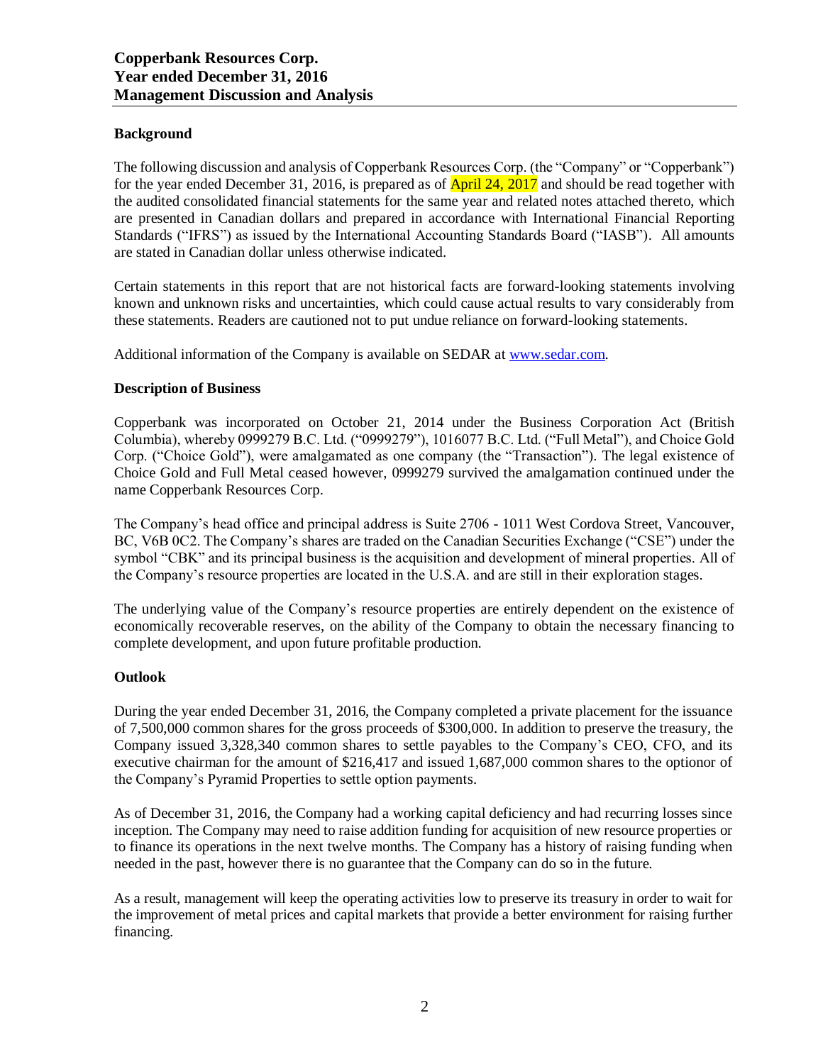## Background

The following discussion and analysis of Copperbank Resources Corp. (the "Company" or "Copperbank") for the year ended December 31, 2016, is prepared as of April 24, 2017 and should be read together with the audited consolidated financial statements for the same year and related notes attached thereto, which are presented in Canadian dollars and prepared in accordance with International Financial Reporting Standards ("IFRS") as issued by the International Accounting Standards Board ("IASB"). All amounts are stated in Canadian dollar unless otherwise indicated.

Certain statements in this report that are not historical facts are forward-looking statements involving known and unknown risks and uncertainties, which could cause actual results to vary considerably from these statements. Readers are cautioned not to put undue reliance on forward-looking statements.

Additional information of the Company is available on SEDAR at www.sedar.com.

## Description of Business

Copperbank was incorporated on October 21, 2014 under the Business Corporation Act (British Columbia), whereby 0999279 B.C. Ltd. ("0999279"), 1016077 B.C. Ltd. ("Full Metal"), and Choice Gold Corp. ("Choice Gold"), were amalgamated as one company (the "Transaction"). The legal existence of Choice Gold and Full Metal ceased however, 0999279 survived the amalgamation continued under the name Copperbank Resources Corp.

The Company's head office and principal address is Suite 2706 - 1011 West Cordova Street, Vancouver, BC, V6B 0C2. The Company's shares are traded on the Canadian Securities Exchange ("CSE") under the symbol "CBK" and its principal business is the acquisition and development of mineral properties. All of the Company's resource properties are located in the U.S.A. and are still in their exploration stages.

The underlying value of the Company's resource properties are entirely dependent on the existence of economically recoverable reserves, on the ability of the Company to obtain the necessary financing to complete development, and upon future profitable production.

## Outlook

During the year ended December 31, 2016, the Company completed a private placement for the issuance of 7,500,000 common shares for the gross proceeds of $300,000. In addition to preserve the treasury, the Company issued 3,328,340 common shares to settle payables to the Company's CEO, CFO, and its executive chairman for the amount of $216,417 and issued 1,687,000 common shares to the optionor of the Company's Pyramid Properties to settle option payments.

As of December 31, 2016, the Company had a working capital deficiency and had recurring losses since inception. The Company may need to raise addition funding for acquisition of new resource properties or to finance its operations in the next twelve months. The Company has a history of raising funding when needed in the past, however there is no guarantee that the Company can do so in the future.

As a result, management will keep the operating activities low to preserve its treasury in order to wait for the improvement of metal prices and capital markets that provide a better environment for raising further financing.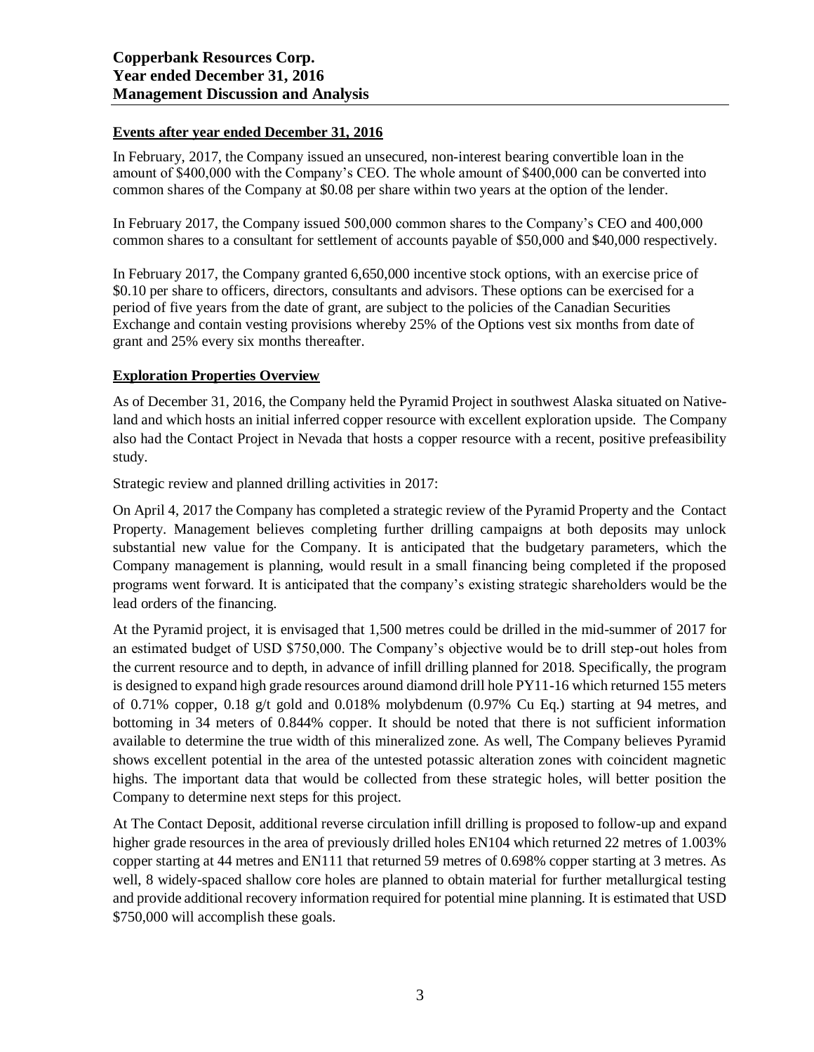**Events after year ended December 31, 2016**

In February, 2017, the Company issued an unsecured, non-interest bearing convertible loan in the amount of $400,000 with the Company's CEO. The whole amount of $400,000 can be converted into common shares of the Company at $0.08 per share within two years at the option of the lender.

In February 2017, the Company issued 500,000 common shares to the Company's CEO and 400,000 common shares to a consultant for settlement of accounts payable of $50,000 and $40,000 respectively.

In February 2017, the Company granted 6,650,000 incentive stock options, with an exercise price of $0.10 per share to officers, directors, consultants and advisors. These options can be exercised for a period of five years from the date of grant, are subject to the policies of the Canadian Securities Exchange and contain vesting provisions whereby 25% of the Options vest six months from date of grant and 25% every six months thereafter.

**Exploration Properties Overview**

As of December 31, 2016, the Company held the Pyramid Project in southwest Alaska situated on Native-land and which hosts an initial inferred copper resource with excellent exploration upside. The Company also had the Contact Project in Nevada that hosts a copper resource with a recent, positive prefeasibility study.

Strategic review and planned drilling activities in 2017:

On April 4, 2017 the Company has completed a strategic review of the Pyramid Property and the Contact Property. Management believes completing further drilling campaigns at both deposits may unlock substantial new value for the Company. It is anticipated that the budgetary parameters, which the Company management is planning, would result in a small financing being completed if the proposed programs went forward. It is anticipated that the company's existing strategic shareholders would be the lead orders of the financing.

At the Pyramid project, it is envisaged that 1,500 metres could be drilled in the mid-summer of 2017 for an estimated budget of USD $750,000. The Company's objective would be to drill step-out holes from the current resource and to depth, in advance of infill drilling planned for 2018. Specifically, the program is designed to expand high grade resources around diamond drill hole PY11-16 which returned 155 meters of 0.71% copper, 0.18 g/t gold and 0.018% molybdenum (0.97% Cu Eq.) starting at 94 metres, and bottoming in 34 meters of 0.844% copper. It should be noted that there is not sufficient information available to determine the true width of this mineralized zone. As well, The Company believes Pyramid shows excellent potential in the area of the untested potassic alteration zones with coincident magnetic highs. The important data that would be collected from these strategic holes, will better position the Company to determine next steps for this project.

At The Contact Deposit, additional reverse circulation infill drilling is proposed to follow-up and expand higher grade resources in the area of previously drilled holes EN104 which returned 22 metres of 1.003% copper starting at 44 metres and EN111 that returned 59 metres of 0.698% copper starting at 3 metres. As well, 8 widely-spaced shallow core holes are planned to obtain material for further metallurgical testing and provide additional recovery information required for potential mine planning. It is estimated that USD $750,000 will accomplish these goals.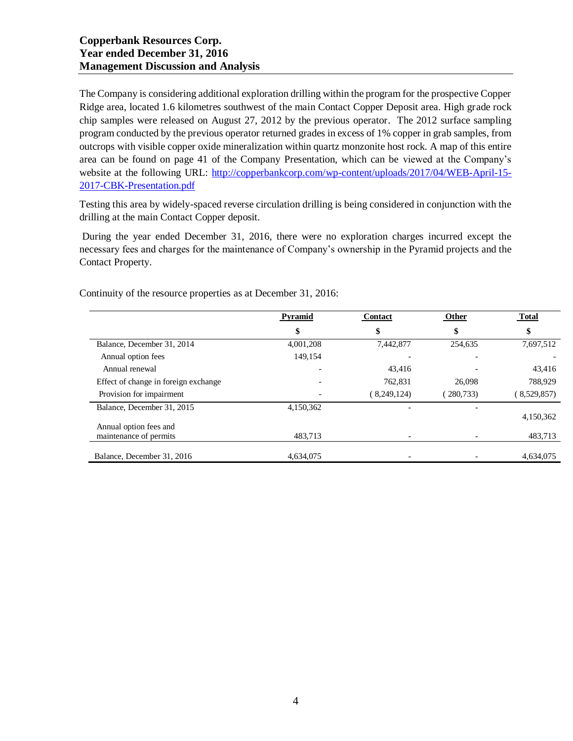The Company is considering additional exploration drilling within the program for the prospective Copper Ridge area, located 1.6 kilometres southwest of the main Contact Copper Deposit area. High grade rock chip samples were released on August 27, 2012 by the previous operator. The 2012 surface sampling program conducted by the previous operator returned grades in excess of 1% copper in grab samples, from outcrops with visible copper oxide mineralization within quartz monzonite host rock. A map of this entire area can be found on page 41 of the Company Presentation, which can be viewed at the Company's website at the following URL: [http://copperbankcorp.com/wp-content/uploads/2017/04/WEB-April-15-2017-CBK-Presentation.pdf](http://copperbankcorp.com/wp-content/uploads/2017/04/WEB-April-15-2017-CBK-Presentation.pdf)

Testing this area by widely-spaced reverse circulation drilling is being considered in conjunction with the drilling at the main Contact Copper deposit.

During the year ended December 31, 2016, there were no exploration charges incurred except the necessary fees and charges for the maintenance of Company's ownership in the Pyramid projects and the Contact Property.

Continuity of the resource properties as at December 31, 2016:

| | Pyramid | Contact | Other | Total |
|---|---|---|---|---|
| | $ | $ | $ | $ |
| Balance, December 31, 2014 | 4,001,208 | 7,442,877 | 254,635 | 7,697,512 |
| Annual option fees | 149,154 | - | - | - |
| Annual renewal | - | 43,416 | - | 43,416 |
| Effect of change in foreign exchange | - | 762,831 | 26,098 | 788,929 |
| Provision for impairment | - | ( 8,249,124) | ( 280,733) | ( 8,529,857) |
| Balance, December 31, 2015 | 4,150,362 | - | - | 4,150,362 |
| Annual option fees and maintenance of permits | 483,713 | - | - | 483,713 |
| Balance, December 31, 2016 | 4,634,075 | - | - | 4,634,075 |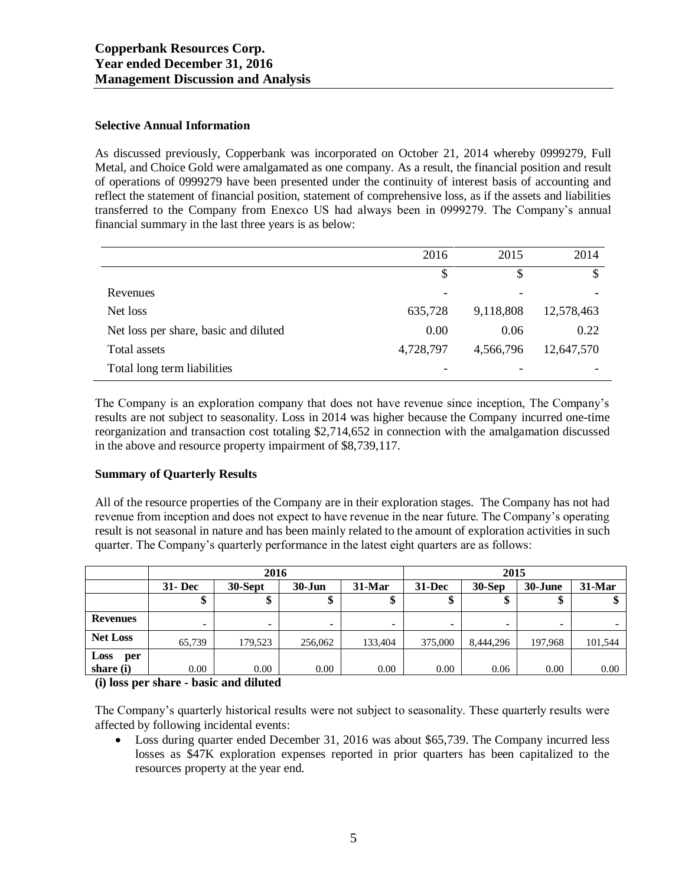### Selective Annual Information

As discussed previously, Copperbank was incorporated on October 21, 2014 whereby 0999279, Full Metal, and Choice Gold were amalgamated as one company. As a result, the financial position and result of operations of 0999279 have been presented under the continuity of interest basis of accounting and reflect the statement of financial position, statement of comprehensive loss, as if the assets and liabilities transferred to the Company from Enexco US had always been in 0999279. The Company's annual financial summary in the last three years is as below:

| | 2016 | 2015 | 2014 |
|---|---|---|---|
| | $ | $ | $ |
| Revenues | - | - | - |
| Net loss | 635,728 | 9,118,808 | 12,578,463 |
| Net loss per share, basic and diluted | 0.00 | 0.06 | 0.22 |
| Total assets | 4,728,797 | 4,566,796 | 12,647,570 |
| Total long term liabilities | - | - | - |

The Company is an exploration company that does not have revenue since inception, The Company's results are not subject to seasonality. Loss in 2014 was higher because the Company incurred one-time reorganization and transaction cost totaling $2,714,652 in connection with the amalgamation discussed in the above and resource property impairment of $8,739,117.

### Summary of Quarterly Results

All of the resource properties of the Company are in their exploration stages. The Company has not had revenue from inception and does not expect to have revenue in the near future. The Company's operating result is not seasonal in nature and has been mainly related to the amount of exploration activities in such quarter. The Company's quarterly performance in the latest eight quarters are as follows:

| | 2016 | | | | 2015 | | | |
|---|---|---|---|---|---|---|---|---|
| | **31- Dec** | **30-Sept** | **30-Jun** | **31-Mar** | **31-Dec** | **30-Sep** | **30-June** | **31-Mar** |
| | **$** | **$** | **$** | **$** | **$** | **$** | **$** | **$** |
| **Revenues** | - | - | - | - | - | - | - | - |
| **Net Loss** | 65,739 | 179,523 | 256,062 | 133,404 | 375,000 | 8,444,296 | 197,968 | 101,544 |
| **Loss per share (i)** | 0.00 | 0.00 | 0.00 | 0.00 | 0.00 | 0.06 | 0.00 | 0.00 |

**(i) loss per share - basic and diluted**

The Company's quarterly historical results were not subject to seasonality. These quarterly results were affected by following incidental events:

- Loss during quarter ended December 31, 2016 was about $65,739. The Company incurred less losses as $47K exploration expenses reported in prior quarters has been capitalized to the resources property at the year end.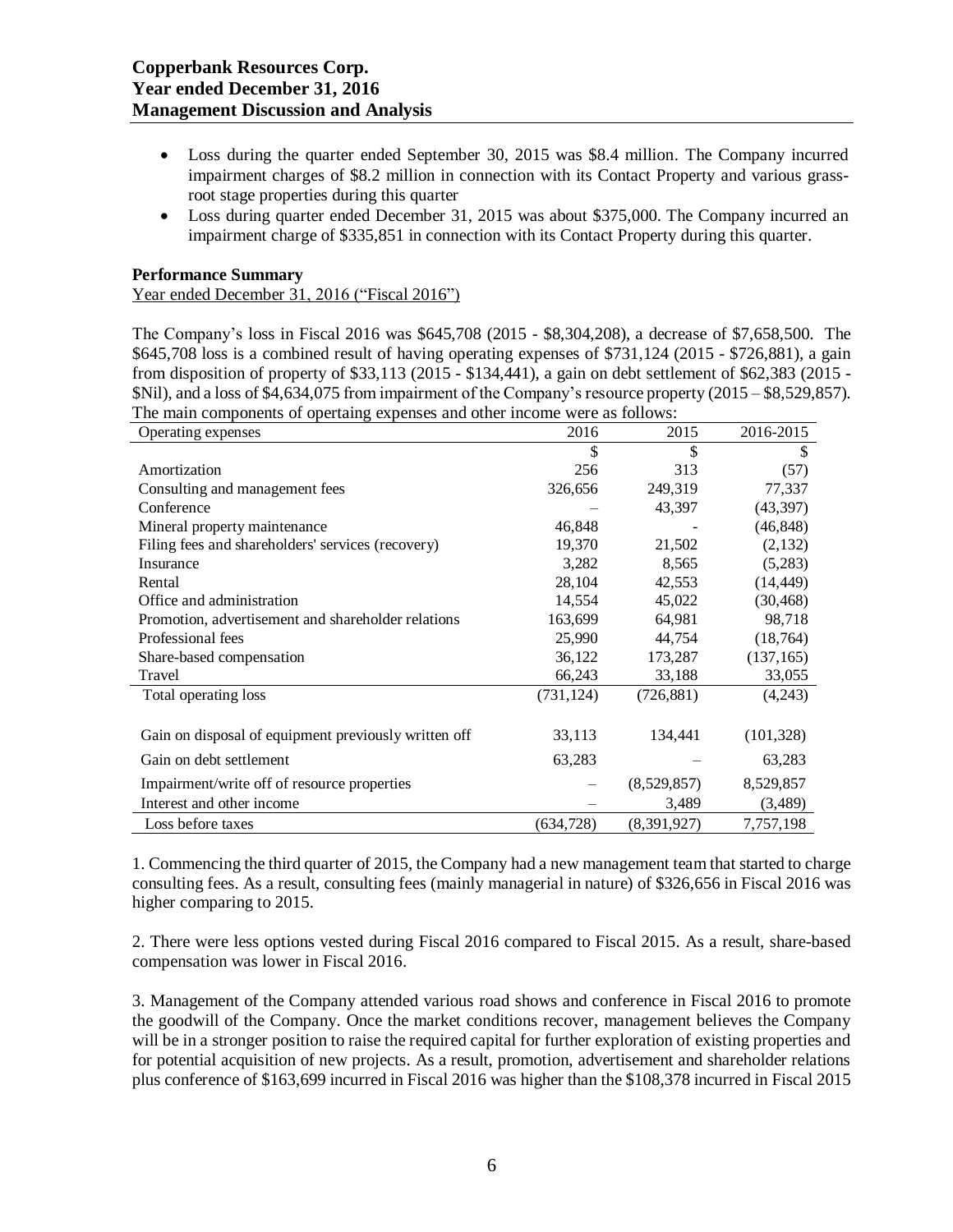- Loss during the quarter ended September 30, 2015 was $8.4 million. The Company incurred impairment charges of $8.2 million in connection with its Contact Property and various grass-root stage properties during this quarter
- Loss during quarter ended December 31, 2015 was about $375,000. The Company incurred an impairment charge of $335,851 in connection with its Contact Property during this quarter.

**Performance Summary**

Year ended December 31, 2016 ("Fiscal 2016")

The Company's loss in Fiscal 2016 was $645,708 (2015 - $8,304,208), a decrease of $7,658,500. The $645,708 loss is a combined result of having operating expenses of $731,124 (2015 - $726,881), a gain from disposition of property of $33,113 (2015 - $134,441), a gain on debt settlement of $62,383 (2015 - $Nil), and a loss of $4,634,075 from impairment of the Company's resource property (2015 – $8,529,857). The main components of opertaing expenses and other income were as follows:

| Operating expenses | 2016 | 2015 | 2016-2015 |
|---|---|---|---|
| | $ | $ | $ |
| Amortization | 256 | 313 | (57) |
| Consulting and management fees | 326,656 | 249,319 | 77,337 |
| Conference | – | 43,397 | (43,397) |
| Mineral property maintenance | 46,848 | - | (46,848) |
| Filing fees and shareholders' services (recovery) | 19,370 | 21,502 | (2,132) |
| Insurance | 3,282 | 8,565 | (5,283) |
| Rental | 28,104 | 42,553 | (14,449) |
| Office and administration | 14,554 | 45,022 | (30,468) |
| Promotion, advertisement and shareholder relations | 163,699 | 64,981 | 98,718 |
| Professional fees | 25,990 | 44,754 | (18,764) |
| Share-based compensation | 36,122 | 173,287 | (137,165) |
| Travel | 66,243 | 33,188 | 33,055 |
| Total operating loss | (731,124) | (726,881) | (4,243) |
| Gain on disposal of equipment previously written off | 33,113 | 134,441 | (101,328) |
| Gain on debt settlement | 63,283 | – | 63,283 |
| Impairment/write off of resource properties | – | (8,529,857) | 8,529,857 |
| Interest and other income | – | 3,489 | (3,489) |
| Loss before taxes | (634,728) | (8,391,927) | 7,757,198 |

1. Commencing the third quarter of 2015, the Company had a new management team that started to charge consulting fees. As a result, consulting fees (mainly managerial in nature) of $326,656 in Fiscal 2016 was higher comparing to 2015.

2. There were less options vested during Fiscal 2016 compared to Fiscal 2015. As a result, share-based compensation was lower in Fiscal 2016.

3. Management of the Company attended various road shows and conference in Fiscal 2016 to promote the goodwill of the Company. Once the market conditions recover, management believes the Company will be in a stronger position to raise the required capital for further exploration of existing properties and for potential acquisition of new projects. As a result, promotion, advertisement and shareholder relations plus conference of $163,699 incurred in Fiscal 2016 was higher than the $108,378 incurred in Fiscal 2015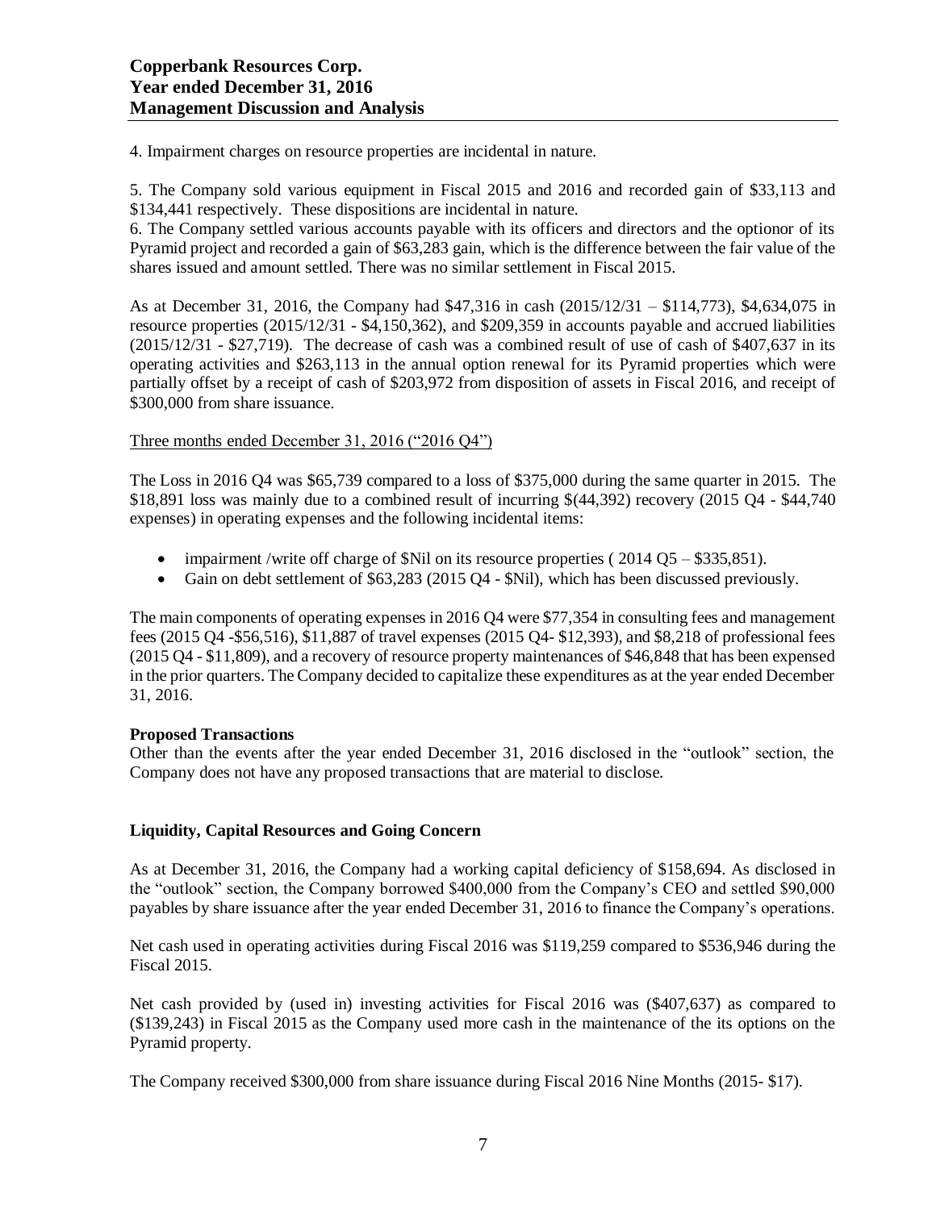4. Impairment charges on resource properties are incidental in nature.

5. The Company sold various equipment in Fiscal 2015 and 2016 and recorded gain of $33,113 and $134,441 respectively. These dispositions are incidental in nature.

6. The Company settled various accounts payable with its officers and directors and the optionor of its Pyramid project and recorded a gain of $63,283 gain, which is the difference between the fair value of the shares issued and amount settled. There was no similar settlement in Fiscal 2015.

As at December 31, 2016, the Company had $47,316 in cash (2015/12/31 – $114,773), $4,634,075 in resource properties (2015/12/31 - $4,150,362), and $209,359 in accounts payable and accrued liabilities (2015/12/31 - $27,719). The decrease of cash was a combined result of use of cash of $407,637 in its operating activities and $263,113 in the annual option renewal for its Pyramid properties which were partially offset by a receipt of cash of $203,972 from disposition of assets in Fiscal 2016, and receipt of $300,000 from share issuance.

Three months ended December 31, 2016 ("2016 Q4")

The Loss in 2016 Q4 was $65,739 compared to a loss of $375,000 during the same quarter in 2015. The $18,891 loss was mainly due to a combined result of incurring $(44,392) recovery (2015 Q4 - $44,740 expenses) in operating expenses and the following incidental items:

- impairment /write off charge of $Nil on its resource properties ( 2014 Q5 – $335,851).
- Gain on debt settlement of $63,283 (2015 Q4 - $Nil), which has been discussed previously.

The main components of operating expenses in 2016 Q4 were $77,354 in consulting fees and management fees (2015 Q4 -$56,516), $11,887 of travel expenses (2015 Q4- $12,393), and $8,218 of professional fees (2015 Q4 - $11,809), and a recovery of resource property maintenances of $46,848 that has been expensed in the prior quarters. The Company decided to capitalize these expenditures as at the year ended December 31, 2016.

**Proposed Transactions**

Other than the events after the year ended December 31, 2016 disclosed in the "outlook" section, the Company does not have any proposed transactions that are material to disclose.

**Liquidity, Capital Resources and Going Concern**

As at December 31, 2016, the Company had a working capital deficiency of $158,694. As disclosed in the "outlook" section, the Company borrowed $400,000 from the Company's CEO and settled $90,000 payables by share issuance after the year ended December 31, 2016 to finance the Company's operations.

Net cash used in operating activities during Fiscal 2016 was $119,259 compared to $536,946 during the Fiscal 2015.

Net cash provided by (used in) investing activities for Fiscal 2016 was ($407,637) as compared to ($139,243) in Fiscal 2015 as the Company used more cash in the maintenance of the its options on the Pyramid property.

The Company received $300,000 from share issuance during Fiscal 2016 Nine Months (2015- $17).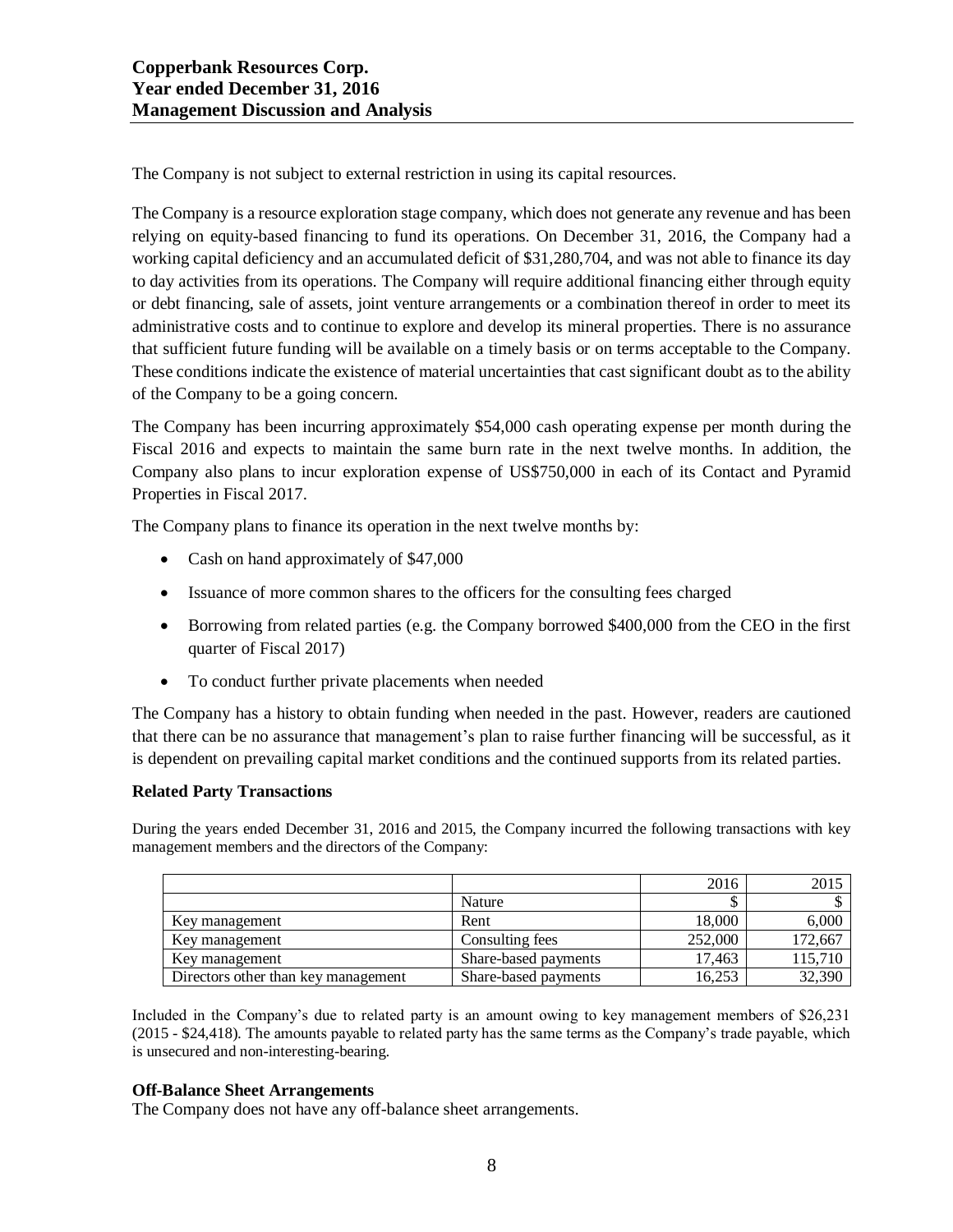The Company is not subject to external restriction in using its capital resources.

The Company is a resource exploration stage company, which does not generate any revenue and has been relying on equity-based financing to fund its operations. On December 31, 2016, the Company had a working capital deficiency and an accumulated deficit of $31,280,704, and was not able to finance its day to day activities from its operations. The Company will require additional financing either through equity or debt financing, sale of assets, joint venture arrangements or a combination thereof in order to meet its administrative costs and to continue to explore and develop its mineral properties. There is no assurance that sufficient future funding will be available on a timely basis or on terms acceptable to the Company. These conditions indicate the existence of material uncertainties that cast significant doubt as to the ability of the Company to be a going concern.

The Company has been incurring approximately $54,000 cash operating expense per month during the Fiscal 2016 and expects to maintain the same burn rate in the next twelve months. In addition, the Company also plans to incur exploration expense of US$750,000 in each of its Contact and Pyramid Properties in Fiscal 2017.

The Company plans to finance its operation in the next twelve months by:

- Cash on hand approximately of $47,000
- Issuance of more common shares to the officers for the consulting fees charged
- Borrowing from related parties (e.g. the Company borrowed $400,000 from the CEO in the first quarter of Fiscal 2017)
- To conduct further private placements when needed

The Company has a history to obtain funding when needed in the past. However, readers are cautioned that there can be no assurance that management's plan to raise further financing will be successful, as it is dependent on prevailing capital market conditions and the continued supports from its related parties.

### Related Party Transactions

During the years ended December 31, 2016 and 2015, the Company incurred the following transactions with key management members and the directors of the Company:

| | | 2016 | 2015 |
|---|---|---|---|
| | Nature | $ | $ |
| Key management | Rent | 18,000 | 6,000 |
| Key management | Consulting fees | 252,000 | 172,667 |
| Key management | Share-based payments | 17,463 | 115,710 |
| Directors other than key management | Share-based payments | 16,253 | 32,390 |

Included in the Company's due to related party is an amount owing to key management members of $26,231 (2015 - $24,418). The amounts payable to related party has the same terms as the Company's trade payable, which is unsecured and non-interesting-bearing.

### Off-Balance Sheet Arrangements

The Company does not have any off-balance sheet arrangements.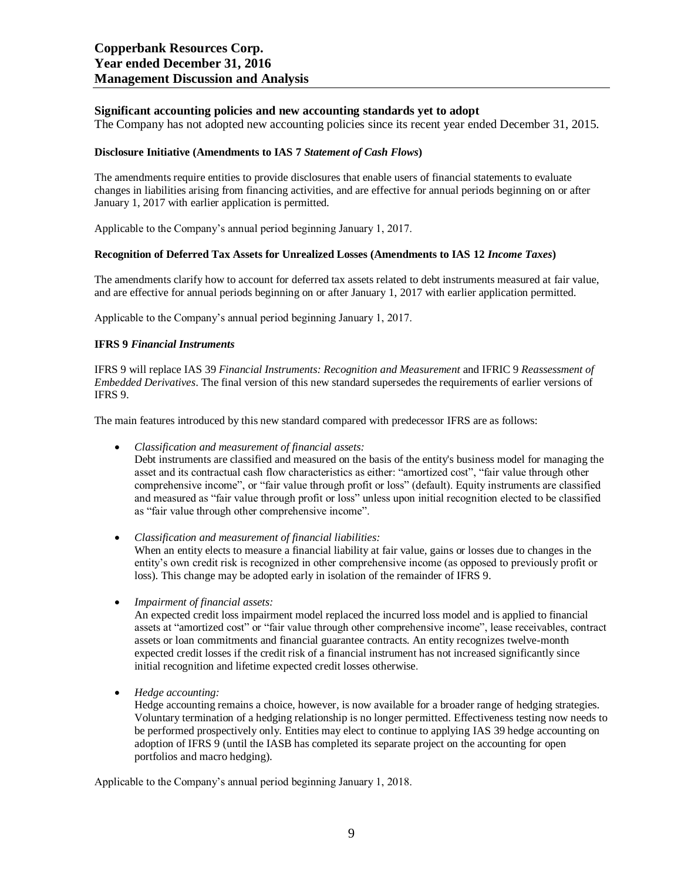## Significant accounting policies and new accounting standards yet to adopt

The Company has not adopted new accounting policies since its recent year ended December 31, 2015.

**Disclosure Initiative (Amendments to IAS 7 *Statement of Cash Flows*)**

The amendments require entities to provide disclosures that enable users of financial statements to evaluate changes in liabilities arising from financing activities, and are effective for annual periods beginning on or after January 1, 2017 with earlier application is permitted.

Applicable to the Company's annual period beginning January 1, 2017.

**Recognition of Deferred Tax Assets for Unrealized Losses (Amendments to IAS 12 *Income Taxes*)**

The amendments clarify how to account for deferred tax assets related to debt instruments measured at fair value, and are effective for annual periods beginning on or after January 1, 2017 with earlier application permitted.

Applicable to the Company's annual period beginning January 1, 2017.

**IFRS 9 *Financial Instruments***

IFRS 9 will replace IAS 39 *Financial Instruments: Recognition and Measurement* and IFRIC 9 *Reassessment of Embedded Derivatives*. The final version of this new standard supersedes the requirements of earlier versions of IFRS 9.

The main features introduced by this new standard compared with predecessor IFRS are as follows:

- *Classification and measurement of financial assets:*
  Debt instruments are classified and measured on the basis of the entity's business model for managing the asset and its contractual cash flow characteristics as either: "amortized cost", "fair value through other comprehensive income", or "fair value through profit or loss" (default). Equity instruments are classified and measured as "fair value through profit or loss" unless upon initial recognition elected to be classified as "fair value through other comprehensive income".

- *Classification and measurement of financial liabilities:*
  When an entity elects to measure a financial liability at fair value, gains or losses due to changes in the entity's own credit risk is recognized in other comprehensive income (as opposed to previously profit or loss). This change may be adopted early in isolation of the remainder of IFRS 9.

- *Impairment of financial assets:*
  An expected credit loss impairment model replaced the incurred loss model and is applied to financial assets at "amortized cost" or "fair value through other comprehensive income", lease receivables, contract assets or loan commitments and financial guarantee contracts. An entity recognizes twelve-month expected credit losses if the credit risk of a financial instrument has not increased significantly since initial recognition and lifetime expected credit losses otherwise.

- *Hedge accounting:*
  Hedge accounting remains a choice, however, is now available for a broader range of hedging strategies. Voluntary termination of a hedging relationship is no longer permitted. Effectiveness testing now needs to be performed prospectively only. Entities may elect to continue to applying IAS 39 hedge accounting on adoption of IFRS 9 (until the IASB has completed its separate project on the accounting for open portfolios and macro hedging).

Applicable to the Company's annual period beginning January 1, 2018.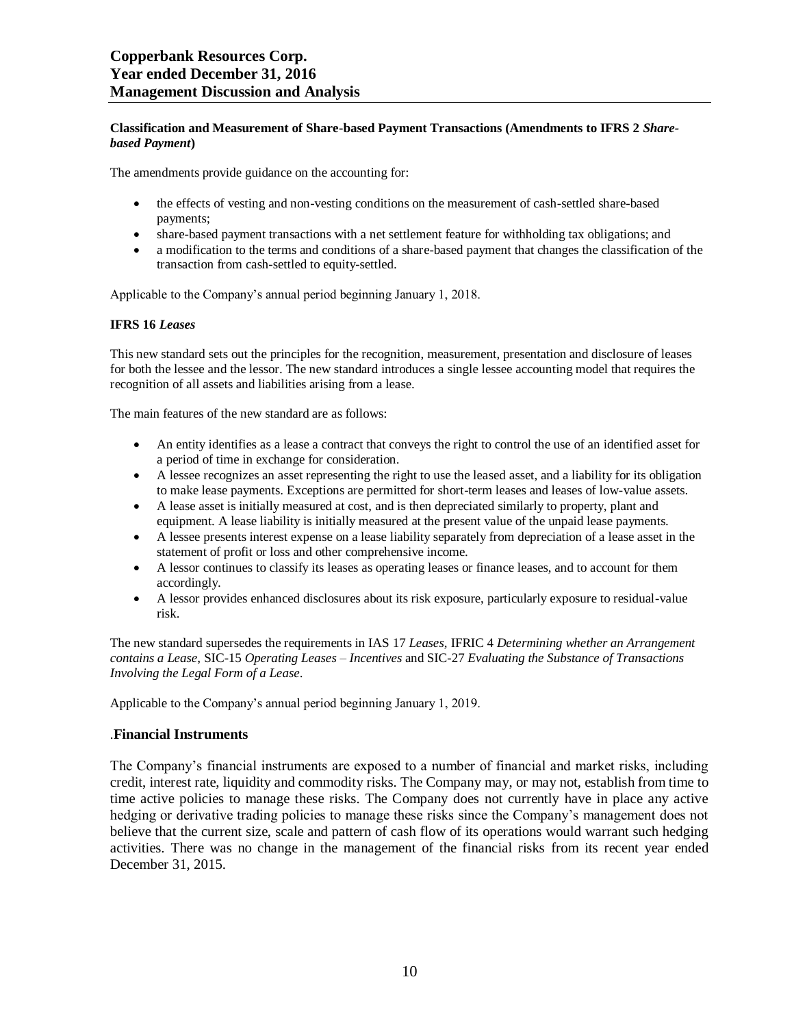**Classification and Measurement of Share-based Payment Transactions (Amendments to IFRS 2 *Share-based Payment*)**

The amendments provide guidance on the accounting for:

- the effects of vesting and non-vesting conditions on the measurement of cash-settled share-based payments;
- share-based payment transactions with a net settlement feature for withholding tax obligations; and
- a modification to the terms and conditions of a share-based payment that changes the classification of the transaction from cash-settled to equity-settled.

Applicable to the Company's annual period beginning January 1, 2018.

**IFRS 16 *Leases***

This new standard sets out the principles for the recognition, measurement, presentation and disclosure of leases for both the lessee and the lessor. The new standard introduces a single lessee accounting model that requires the recognition of all assets and liabilities arising from a lease.

The main features of the new standard are as follows:

- An entity identifies as a lease a contract that conveys the right to control the use of an identified asset for a period of time in exchange for consideration.
- A lessee recognizes an asset representing the right to use the leased asset, and a liability for its obligation to make lease payments. Exceptions are permitted for short-term leases and leases of low-value assets.
- A lease asset is initially measured at cost, and is then depreciated similarly to property, plant and equipment. A lease liability is initially measured at the present value of the unpaid lease payments.
- A lessee presents interest expense on a lease liability separately from depreciation of a lease asset in the statement of profit or loss and other comprehensive income.
- A lessor continues to classify its leases as operating leases or finance leases, and to account for them accordingly.
- A lessor provides enhanced disclosures about its risk exposure, particularly exposure to residual-value risk.

The new standard supersedes the requirements in IAS 17 *Leases*, IFRIC 4 *Determining whether an Arrangement contains a Lease*, SIC-15 *Operating Leases – Incentives* and SIC-27 *Evaluating the Substance of Transactions Involving the Legal Form of a Lease*.

Applicable to the Company's annual period beginning January 1, 2019.

## .Financial Instruments

The Company's financial instruments are exposed to a number of financial and market risks, including credit, interest rate, liquidity and commodity risks. The Company may, or may not, establish from time to time active policies to manage these risks. The Company does not currently have in place any active hedging or derivative trading policies to manage these risks since the Company's management does not believe that the current size, scale and pattern of cash flow of its operations would warrant such hedging activities. There was no change in the management of the financial risks from its recent year ended December 31, 2015.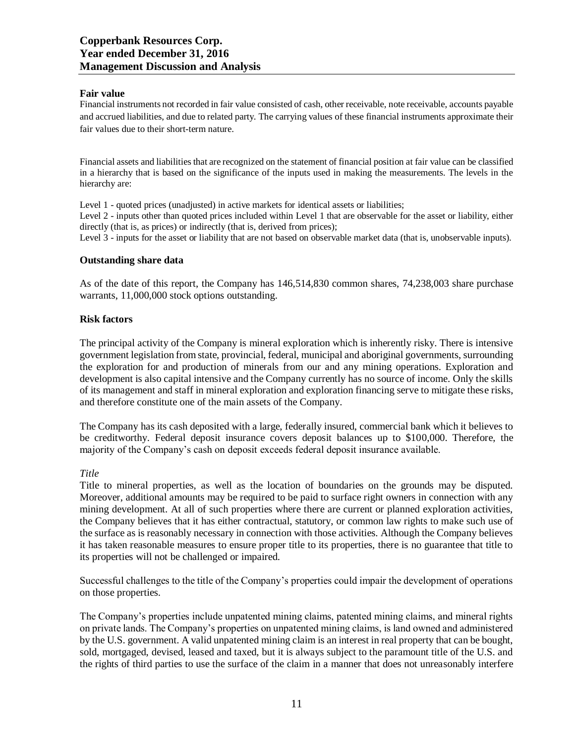**Fair value**

Financial instruments not recorded in fair value consisted of cash, other receivable, note receivable, accounts payable and accrued liabilities, and due to related party. The carrying values of these financial instruments approximate their fair values due to their short-term nature.

Financial assets and liabilities that are recognized on the statement of financial position at fair value can be classified in a hierarchy that is based on the significance of the inputs used in making the measurements. The levels in the hierarchy are:

Level 1 - quoted prices (unadjusted) in active markets for identical assets or liabilities;
Level 2 - inputs other than quoted prices included within Level 1 that are observable for the asset or liability, either directly (that is, as prices) or indirectly (that is, derived from prices);
Level 3 - inputs for the asset or liability that are not based on observable market data (that is, unobservable inputs).

## Outstanding share data

As of the date of this report, the Company has 146,514,830 common shares, 74,238,003 share purchase warrants, 11,000,000 stock options outstanding.

## Risk factors

The principal activity of the Company is mineral exploration which is inherently risky. There is intensive government legislation from state, provincial, federal, municipal and aboriginal governments, surrounding the exploration for and production of minerals from our and any mining operations. Exploration and development is also capital intensive and the Company currently has no source of income. Only the skills of its management and staff in mineral exploration and exploration financing serve to mitigate these risks, and therefore constitute one of the main assets of the Company.

The Company has its cash deposited with a large, federally insured, commercial bank which it believes to be creditworthy. Federal deposit insurance covers deposit balances up to $100,000. Therefore, the majority of the Company's cash on deposit exceeds federal deposit insurance available.

*Title*

Title to mineral properties, as well as the location of boundaries on the grounds may be disputed. Moreover, additional amounts may be required to be paid to surface right owners in connection with any mining development. At all of such properties where there are current or planned exploration activities, the Company believes that it has either contractual, statutory, or common law rights to make such use of the surface as is reasonably necessary in connection with those activities. Although the Company believes it has taken reasonable measures to ensure proper title to its properties, there is no guarantee that title to its properties will not be challenged or impaired.

Successful challenges to the title of the Company's properties could impair the development of operations on those properties.

The Company's properties include unpatented mining claims, patented mining claims, and mineral rights on private lands. The Company's properties on unpatented mining claims, is land owned and administered by the U.S. government. A valid unpatented mining claim is an interest in real property that can be bought, sold, mortgaged, devised, leased and taxed, but it is always subject to the paramount title of the U.S. and the rights of third parties to use the surface of the claim in a manner that does not unreasonably interfere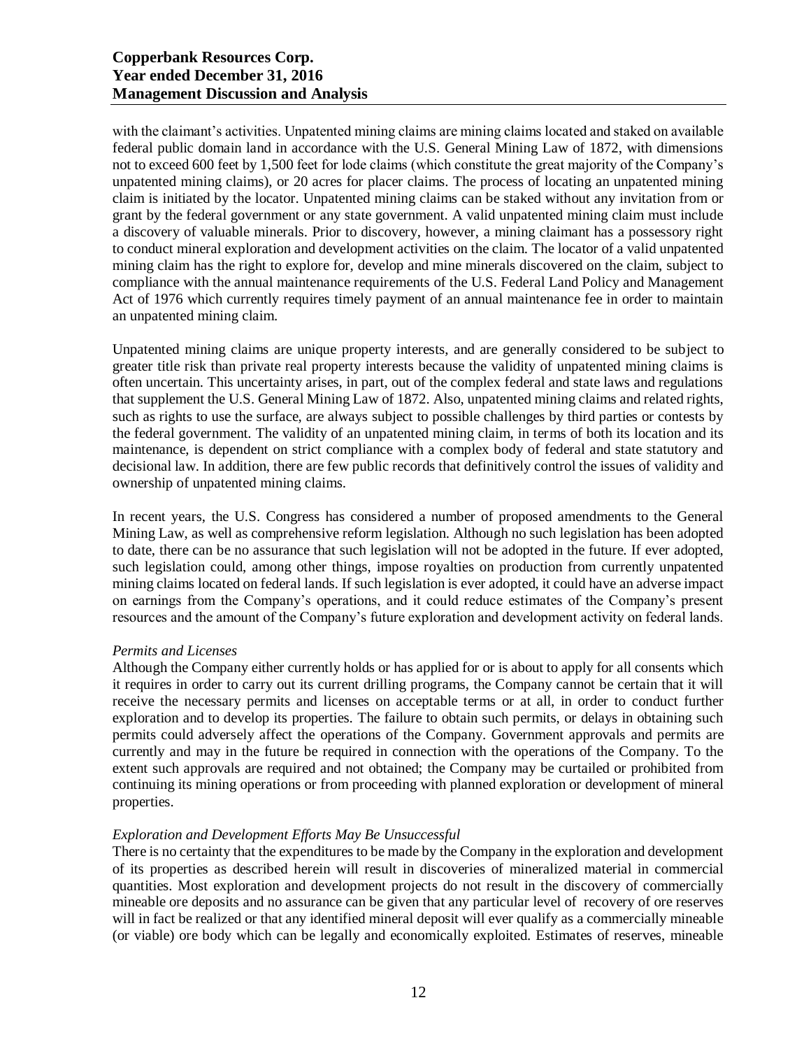with the claimant's activities. Unpatented mining claims are mining claims located and staked on available federal public domain land in accordance with the U.S. General Mining Law of 1872, with dimensions not to exceed 600 feet by 1,500 feet for lode claims (which constitute the great majority of the Company's unpatented mining claims), or 20 acres for placer claims. The process of locating an unpatented mining claim is initiated by the locator. Unpatented mining claims can be staked without any invitation from or grant by the federal government or any state government. A valid unpatented mining claim must include a discovery of valuable minerals. Prior to discovery, however, a mining claimant has a possessory right to conduct mineral exploration and development activities on the claim. The locator of a valid unpatented mining claim has the right to explore for, develop and mine minerals discovered on the claim, subject to compliance with the annual maintenance requirements of the U.S. Federal Land Policy and Management Act of 1976 which currently requires timely payment of an annual maintenance fee in order to maintain an unpatented mining claim.

Unpatented mining claims are unique property interests, and are generally considered to be subject to greater title risk than private real property interests because the validity of unpatented mining claims is often uncertain. This uncertainty arises, in part, out of the complex federal and state laws and regulations that supplement the U.S. General Mining Law of 1872. Also, unpatented mining claims and related rights, such as rights to use the surface, are always subject to possible challenges by third parties or contests by the federal government. The validity of an unpatented mining claim, in terms of both its location and its maintenance, is dependent on strict compliance with a complex body of federal and state statutory and decisional law. In addition, there are few public records that definitively control the issues of validity and ownership of unpatented mining claims.

In recent years, the U.S. Congress has considered a number of proposed amendments to the General Mining Law, as well as comprehensive reform legislation. Although no such legislation has been adopted to date, there can be no assurance that such legislation will not be adopted in the future. If ever adopted, such legislation could, among other things, impose royalties on production from currently unpatented mining claims located on federal lands. If such legislation is ever adopted, it could have an adverse impact on earnings from the Company's operations, and it could reduce estimates of the Company's present resources and the amount of the Company's future exploration and development activity on federal lands.

*Permits and Licenses*

Although the Company either currently holds or has applied for or is about to apply for all consents which it requires in order to carry out its current drilling programs, the Company cannot be certain that it will receive the necessary permits and licenses on acceptable terms or at all, in order to conduct further exploration and to develop its properties. The failure to obtain such permits, or delays in obtaining such permits could adversely affect the operations of the Company. Government approvals and permits are currently and may in the future be required in connection with the operations of the Company. To the extent such approvals are required and not obtained; the Company may be curtailed or prohibited from continuing its mining operations or from proceeding with planned exploration or development of mineral properties.

*Exploration and Development Efforts May Be Unsuccessful*

There is no certainty that the expenditures to be made by the Company in the exploration and development of its properties as described herein will result in discoveries of mineralized material in commercial quantities. Most exploration and development projects do not result in the discovery of commercially mineable ore deposits and no assurance can be given that any particular level of recovery of ore reserves will in fact be realized or that any identified mineral deposit will ever qualify as a commercially mineable (or viable) ore body which can be legally and economically exploited. Estimates of reserves, mineable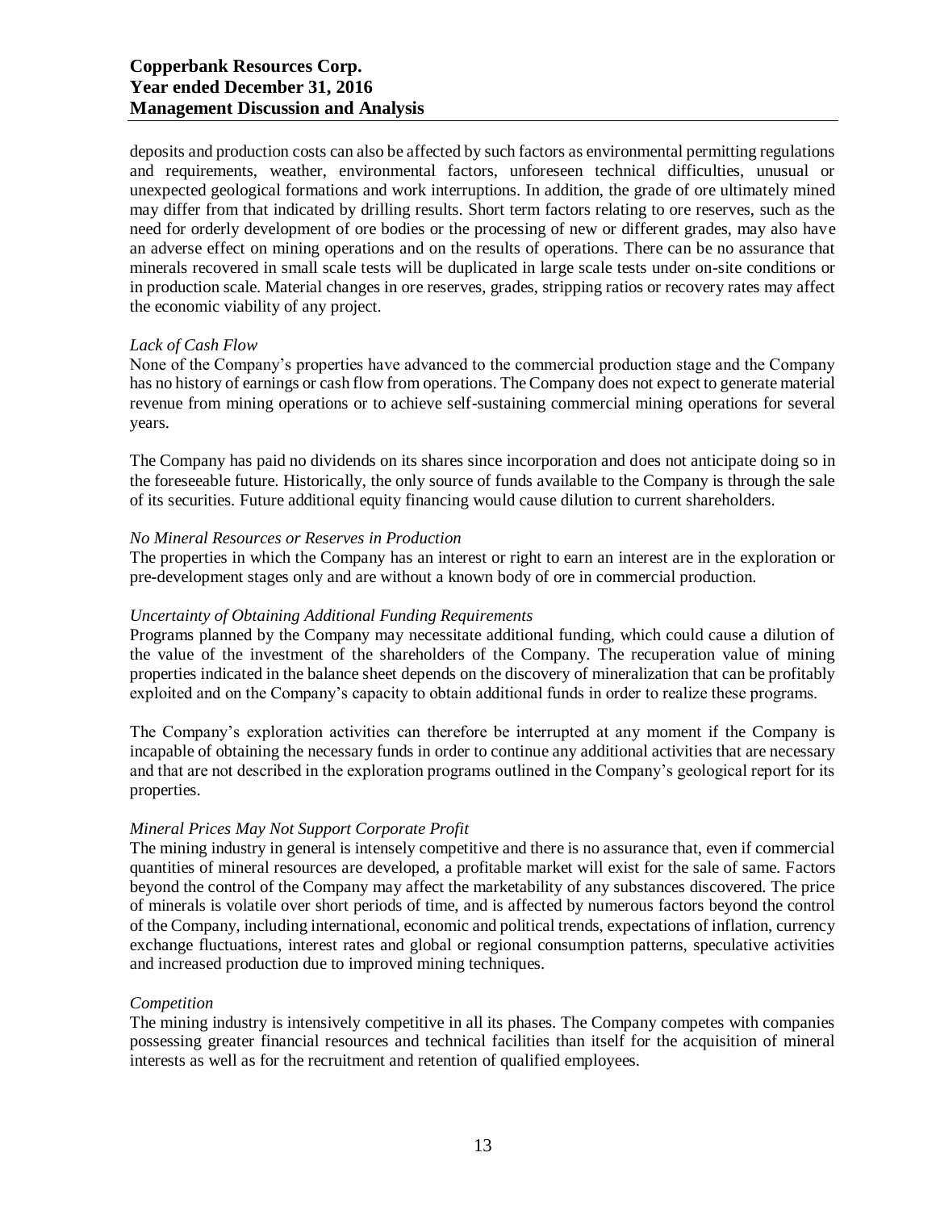deposits and production costs can also be affected by such factors as environmental permitting regulations and requirements, weather, environmental factors, unforeseen technical difficulties, unusual or unexpected geological formations and work interruptions. In addition, the grade of ore ultimately mined may differ from that indicated by drilling results. Short term factors relating to ore reserves, such as the need for orderly development of ore bodies or the processing of new or different grades, may also have an adverse effect on mining operations and on the results of operations. There can be no assurance that minerals recovered in small scale tests will be duplicated in large scale tests under on-site conditions or in production scale. Material changes in ore reserves, grades, stripping ratios or recovery rates may affect the economic viability of any project.

*Lack of Cash Flow*

None of the Company's properties have advanced to the commercial production stage and the Company has no history of earnings or cash flow from operations. The Company does not expect to generate material revenue from mining operations or to achieve self-sustaining commercial mining operations for several years.

The Company has paid no dividends on its shares since incorporation and does not anticipate doing so in the foreseeable future. Historically, the only source of funds available to the Company is through the sale of its securities. Future additional equity financing would cause dilution to current shareholders.

*No Mineral Resources or Reserves in Production*

The properties in which the Company has an interest or right to earn an interest are in the exploration or pre-development stages only and are without a known body of ore in commercial production.

*Uncertainty of Obtaining Additional Funding Requirements*

Programs planned by the Company may necessitate additional funding, which could cause a dilution of the value of the investment of the shareholders of the Company. The recuperation value of mining properties indicated in the balance sheet depends on the discovery of mineralization that can be profitably exploited and on the Company's capacity to obtain additional funds in order to realize these programs.

The Company's exploration activities can therefore be interrupted at any moment if the Company is incapable of obtaining the necessary funds in order to continue any additional activities that are necessary and that are not described in the exploration programs outlined in the Company's geological report for its properties.

*Mineral Prices May Not Support Corporate Profit*

The mining industry in general is intensely competitive and there is no assurance that, even if commercial quantities of mineral resources are developed, a profitable market will exist for the sale of same. Factors beyond the control of the Company may affect the marketability of any substances discovered. The price of minerals is volatile over short periods of time, and is affected by numerous factors beyond the control of the Company, including international, economic and political trends, expectations of inflation, currency exchange fluctuations, interest rates and global or regional consumption patterns, speculative activities and increased production due to improved mining techniques.

*Competition*

The mining industry is intensively competitive in all its phases. The Company competes with companies possessing greater financial resources and technical facilities than itself for the acquisition of mineral interests as well as for the recruitment and retention of qualified employees.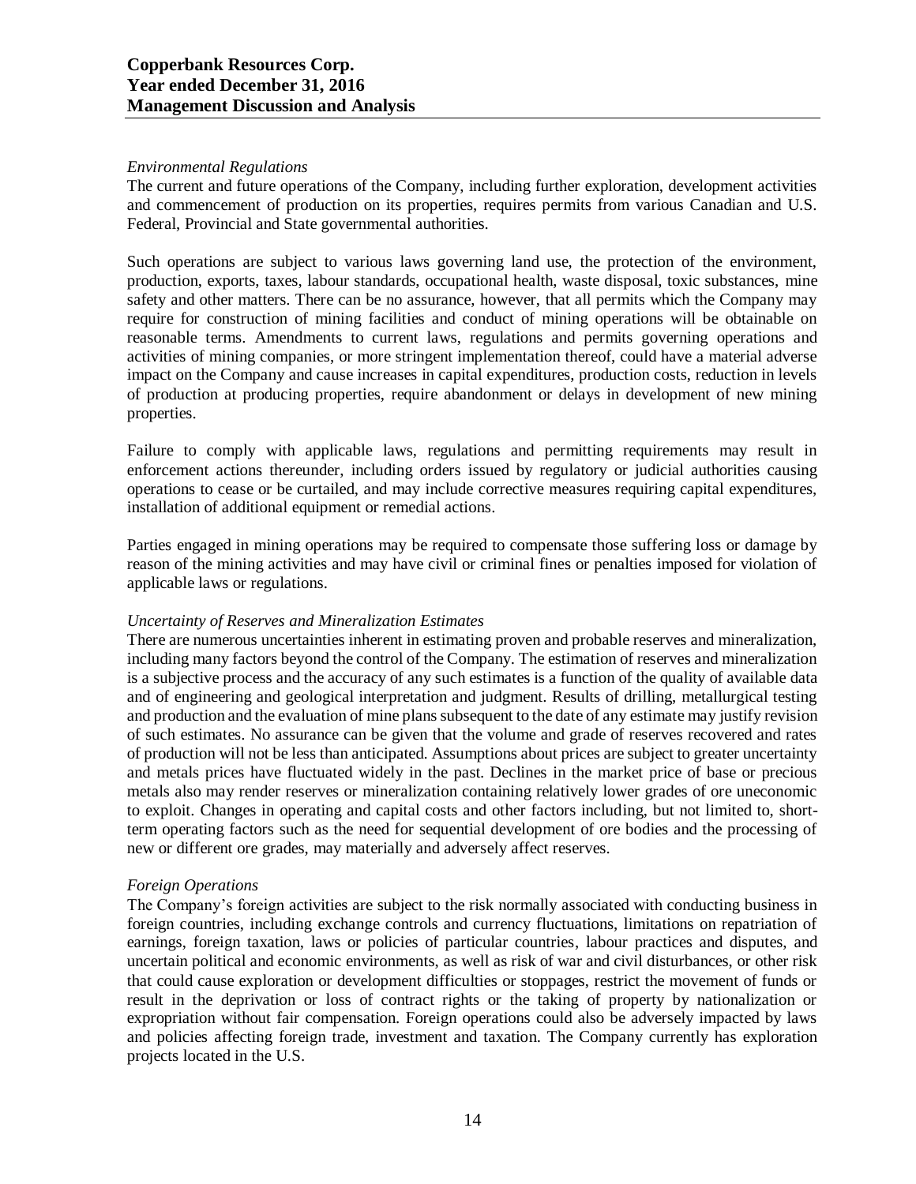*Environmental Regulations*

The current and future operations of the Company, including further exploration, development activities and commencement of production on its properties, requires permits from various Canadian and U.S. Federal, Provincial and State governmental authorities.

Such operations are subject to various laws governing land use, the protection of the environment, production, exports, taxes, labour standards, occupational health, waste disposal, toxic substances, mine safety and other matters. There can be no assurance, however, that all permits which the Company may require for construction of mining facilities and conduct of mining operations will be obtainable on reasonable terms. Amendments to current laws, regulations and permits governing operations and activities of mining companies, or more stringent implementation thereof, could have a material adverse impact on the Company and cause increases in capital expenditures, production costs, reduction in levels of production at producing properties, require abandonment or delays in development of new mining properties.

Failure to comply with applicable laws, regulations and permitting requirements may result in enforcement actions thereunder, including orders issued by regulatory or judicial authorities causing operations to cease or be curtailed, and may include corrective measures requiring capital expenditures, installation of additional equipment or remedial actions.

Parties engaged in mining operations may be required to compensate those suffering loss or damage by reason of the mining activities and may have civil or criminal fines or penalties imposed for violation of applicable laws or regulations.

*Uncertainty of Reserves and Mineralization Estimates*

There are numerous uncertainties inherent in estimating proven and probable reserves and mineralization, including many factors beyond the control of the Company. The estimation of reserves and mineralization is a subjective process and the accuracy of any such estimates is a function of the quality of available data and of engineering and geological interpretation and judgment. Results of drilling, metallurgical testing and production and the evaluation of mine plans subsequent to the date of any estimate may justify revision of such estimates. No assurance can be given that the volume and grade of reserves recovered and rates of production will not be less than anticipated. Assumptions about prices are subject to greater uncertainty and metals prices have fluctuated widely in the past. Declines in the market price of base or precious metals also may render reserves or mineralization containing relatively lower grades of ore uneconomic to exploit. Changes in operating and capital costs and other factors including, but not limited to, short-term operating factors such as the need for sequential development of ore bodies and the processing of new or different ore grades, may materially and adversely affect reserves.

*Foreign Operations*

The Company's foreign activities are subject to the risk normally associated with conducting business in foreign countries, including exchange controls and currency fluctuations, limitations on repatriation of earnings, foreign taxation, laws or policies of particular countries, labour practices and disputes, and uncertain political and economic environments, as well as risk of war and civil disturbances, or other risk that could cause exploration or development difficulties or stoppages, restrict the movement of funds or result in the deprivation or loss of contract rights or the taking of property by nationalization or expropriation without fair compensation. Foreign operations could also be adversely impacted by laws and policies affecting foreign trade, investment and taxation. The Company currently has exploration projects located in the U.S.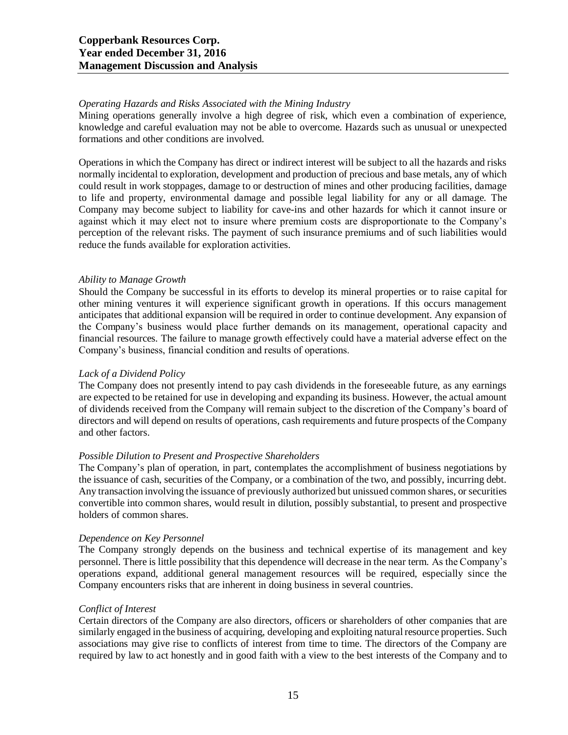*Operating Hazards and Risks Associated with the Mining Industry*

Mining operations generally involve a high degree of risk, which even a combination of experience, knowledge and careful evaluation may not be able to overcome. Hazards such as unusual or unexpected formations and other conditions are involved.

Operations in which the Company has direct or indirect interest will be subject to all the hazards and risks normally incidental to exploration, development and production of precious and base metals, any of which could result in work stoppages, damage to or destruction of mines and other producing facilities, damage to life and property, environmental damage and possible legal liability for any or all damage. The Company may become subject to liability for cave-ins and other hazards for which it cannot insure or against which it may elect not to insure where premium costs are disproportionate to the Company's perception of the relevant risks. The payment of such insurance premiums and of such liabilities would reduce the funds available for exploration activities.

*Ability to Manage Growth*

Should the Company be successful in its efforts to develop its mineral properties or to raise capital for other mining ventures it will experience significant growth in operations. If this occurs management anticipates that additional expansion will be required in order to continue development. Any expansion of the Company's business would place further demands on its management, operational capacity and financial resources. The failure to manage growth effectively could have a material adverse effect on the Company's business, financial condition and results of operations.

*Lack of a Dividend Policy*

The Company does not presently intend to pay cash dividends in the foreseeable future, as any earnings are expected to be retained for use in developing and expanding its business. However, the actual amount of dividends received from the Company will remain subject to the discretion of the Company's board of directors and will depend on results of operations, cash requirements and future prospects of the Company and other factors.

*Possible Dilution to Present and Prospective Shareholders*

The Company's plan of operation, in part, contemplates the accomplishment of business negotiations by the issuance of cash, securities of the Company, or a combination of the two, and possibly, incurring debt. Any transaction involving the issuance of previously authorized but unissued common shares, or securities convertible into common shares, would result in dilution, possibly substantial, to present and prospective holders of common shares.

*Dependence on Key Personnel*

The Company strongly depends on the business and technical expertise of its management and key personnel. There is little possibility that this dependence will decrease in the near term. As the Company's operations expand, additional general management resources will be required, especially since the Company encounters risks that are inherent in doing business in several countries.

*Conflict of Interest*

Certain directors of the Company are also directors, officers or shareholders of other companies that are similarly engaged in the business of acquiring, developing and exploiting natural resource properties. Such associations may give rise to conflicts of interest from time to time. The directors of the Company are required by law to act honestly and in good faith with a view to the best interests of the Company and to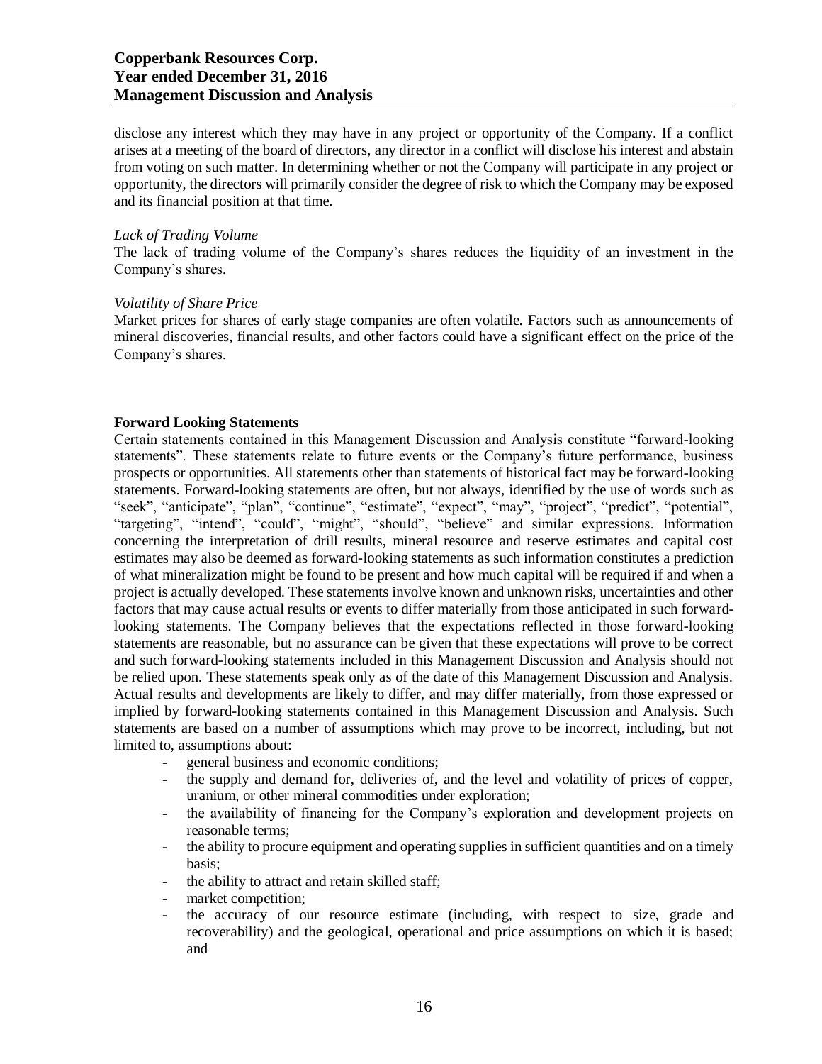disclose any interest which they may have in any project or opportunity of the Company. If a conflict arises at a meeting of the board of directors, any director in a conflict will disclose his interest and abstain from voting on such matter. In determining whether or not the Company will participate in any project or opportunity, the directors will primarily consider the degree of risk to which the Company may be exposed and its financial position at that time.

*Lack of Trading Volume*
The lack of trading volume of the Company's shares reduces the liquidity of an investment in the Company's shares.

*Volatility of Share Price*
Market prices for shares of early stage companies are often volatile. Factors such as announcements of mineral discoveries, financial results, and other factors could have a significant effect on the price of the Company's shares.

**Forward Looking Statements**
Certain statements contained in this Management Discussion and Analysis constitute "forward-looking statements". These statements relate to future events or the Company's future performance, business prospects or opportunities. All statements other than statements of historical fact may be forward-looking statements. Forward-looking statements are often, but not always, identified by the use of words such as "seek", "anticipate", "plan", "continue", "estimate", "expect", "may", "project", "predict", "potential", "targeting", "intend", "could", "might", "should", "believe" and similar expressions. Information concerning the interpretation of drill results, mineral resource and reserve estimates and capital cost estimates may also be deemed as forward-looking statements as such information constitutes a prediction of what mineralization might be found to be present and how much capital will be required if and when a project is actually developed. These statements involve known and unknown risks, uncertainties and other factors that may cause actual results or events to differ materially from those anticipated in such forward-looking statements. The Company believes that the expectations reflected in those forward-looking statements are reasonable, but no assurance can be given that these expectations will prove to be correct and such forward-looking statements included in this Management Discussion and Analysis should not be relied upon. These statements speak only as of the date of this Management Discussion and Analysis. Actual results and developments are likely to differ, and may differ materially, from those expressed or implied by forward-looking statements contained in this Management Discussion and Analysis. Such statements are based on a number of assumptions which may prove to be incorrect, including, but not limited to, assumptions about:

- general business and economic conditions;
- the supply and demand for, deliveries of, and the level and volatility of prices of copper, uranium, or other mineral commodities under exploration;
- the availability of financing for the Company's exploration and development projects on reasonable terms;
- the ability to procure equipment and operating supplies in sufficient quantities and on a timely basis;
- the ability to attract and retain skilled staff;
- market competition;
- the accuracy of our resource estimate (including, with respect to size, grade and recoverability) and the geological, operational and price assumptions on which it is based; and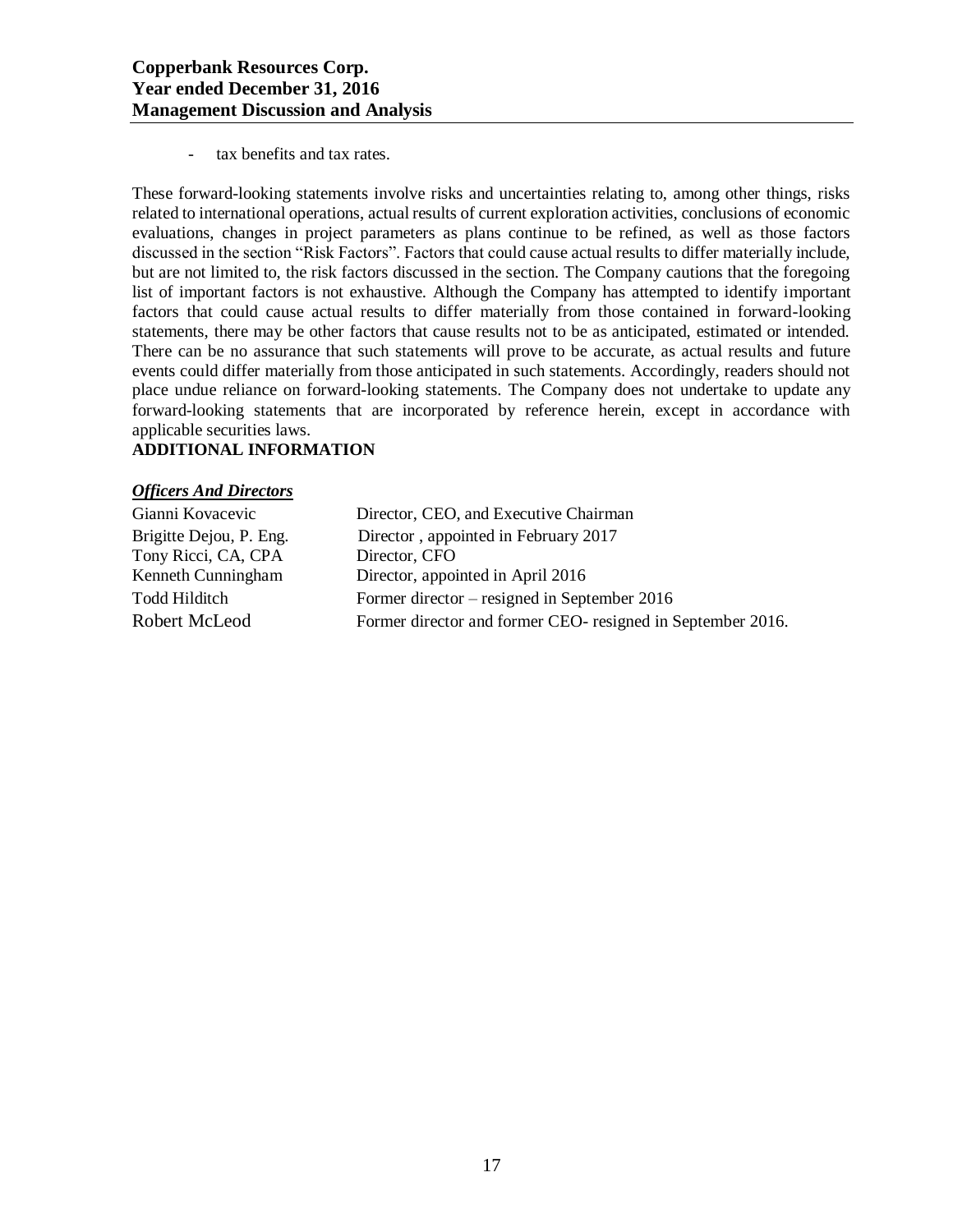- tax benefits and tax rates.

These forward-looking statements involve risks and uncertainties relating to, among other things, risks related to international operations, actual results of current exploration activities, conclusions of economic evaluations, changes in project parameters as plans continue to be refined, as well as those factors discussed in the section "Risk Factors". Factors that could cause actual results to differ materially include, but are not limited to, the risk factors discussed in the section. The Company cautions that the foregoing list of important factors is not exhaustive. Although the Company has attempted to identify important factors that could cause actual results to differ materially from those contained in forward-looking statements, there may be other factors that cause results not to be as anticipated, estimated or intended. There can be no assurance that such statements will prove to be accurate, as actual results and future events could differ materially from those anticipated in such statements. Accordingly, readers should not place undue reliance on forward-looking statements. The Company does not undertake to update any forward-looking statements that are incorporated by reference herein, except in accordance with applicable securities laws.

## ADDITIONAL INFORMATION

***Officers And Directors***

| | |
|---|---|
| Gianni Kovacevic | Director, CEO, and Executive Chairman |
| Brigitte Dejou, P. Eng. | Director , appointed in February 2017 |
| Tony Ricci, CA, CPA | Director, CFO |
| Kenneth Cunningham | Director, appointed in April 2016 |
| Todd Hilditch | Former director – resigned in September 2016 |
| Robert McLeod | Former director and former CEO- resigned in September 2016. |